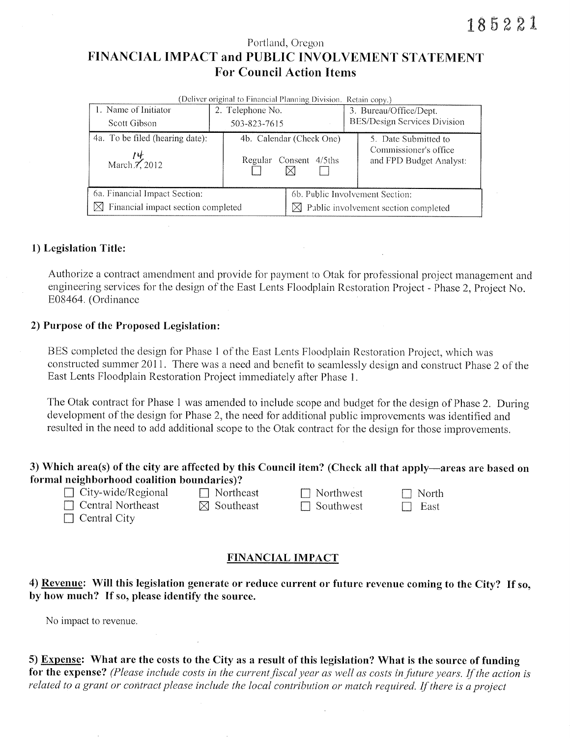185221

Portland, Oregon

# FINANCIAL IMPACT and PUBLIC INVOLVEMENT STATEMENT
## For Council Action Items

(Deliver original to Financial Planning Division. Retain copy.)

| 1. Name of Initiator<br>Scott Gibson | 2. Telephone No.<br>503-823-7615 | 3. Bureau/Office/Dept.<br>BES/Design Services Division |
|---|---|---|
| 4a. To be filed (hearing date):<br>March 14, 2012 | 4b. Calendar (Check One)<br>Regular ☐ Consent ☒ 4/5ths ☐ | 5. Date Submitted to Commissioner's office and FPD Budget Analyst: |
| 6a. Financial Impact Section:<br>☒ Financial impact section completed | 6b. Public Involvement Section:<br>☒ Public involvement section completed | |

### 1) Legislation Title:

Authorize a contract amendment and provide for payment to Otak for professional project management and engineering services for the design of the East Lents Floodplain Restoration Project - Phase 2, Project No. E08464. (Ordinance

### 2) Purpose of the Proposed Legislation:

BES completed the design for Phase 1 of the East Lents Floodplain Restoration Project, which was constructed summer 2011. There was a need and benefit to seamlessly design and construct Phase 2 of the East Lents Floodplain Restoration Project immediately after Phase 1.

The Otak contract for Phase 1 was amended to include scope and budget for the design of Phase 2. During development of the design for Phase 2, the need for additional public improvements was identified and resulted in the need to add additional scope to the Otak contract for the design for those improvements.

### 3) Which area(s) of the city are affected by this Council item? (Check all that apply—areas are based on formal neighborhood coalition boundaries)?

| | | | |
|---|---|---|---|
| ☐ City-wide/Regional | ☐ Northeast | ☐ Northwest | ☐ North |
| ☐ Central Northeast | ☒ Southeast | ☐ Southwest | ☐ East |
| ☐ Central City | | | |

## FINANCIAL IMPACT

### 4) Revenue: Will this legislation generate or reduce current or future revenue coming to the City? If so, by how much? If so, please identify the source.

No impact to revenue.

### 5) Expense: What are the costs to the City as a result of this legislation? What is the source of funding for the expense? *(Please include costs in the current fiscal year as well as costs in future years. If the action is related to a grant or contract please include the local contribution or match required. If there is a project*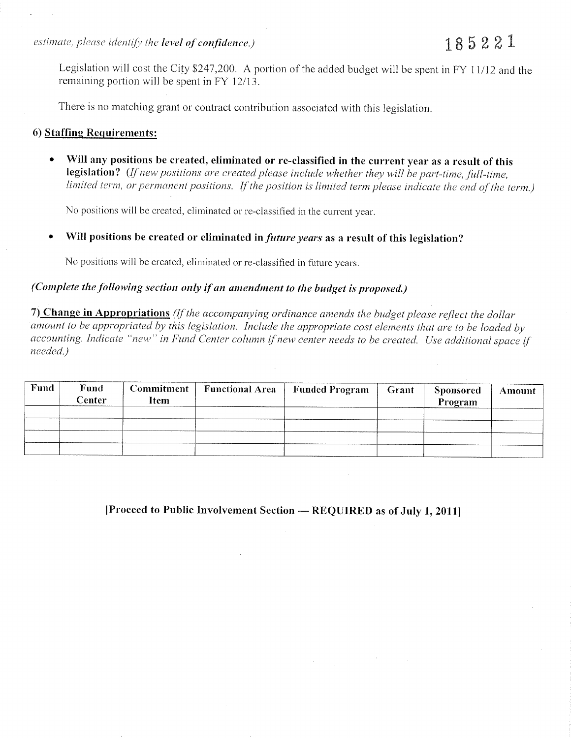*estimate, please identify the* ***level of confidence.)***

185221

Legislation will cost the City $247,200. A portion of the added budget will be spent in FY 11/12 and the remaining portion will be spent in FY 12/13.

There is no matching grant or contract contribution associated with this legislation.

**6) Staffing Requirements:**

- **Will any positions be created, eliminated or re-classified in the current year as a result of this legislation?** *(If new positions are created please include whether they will be part-time, full-time, limited term, or permanent positions. If the position is limited term please indicate the end of the term.)*

  No positions will be created, eliminated or re-classified in the current year.

- **Will positions be created or eliminated in** ***future years*** **as a result of this legislation?**

  No positions will be created, eliminated or re-classified in future years.

***(Complete the following section only if an amendment to the budget is proposed.)***

**7) Change in Appropriations** *(If the accompanying ordinance amends the budget please reflect the dollar amount to be appropriated by this legislation. Include the appropriate cost elements that are to be loaded by accounting. Indicate "new" in Fund Center column if new center needs to be created. Use additional space if needed.)*

| Fund | Fund Center | Commitment Item | Functional Area | Funded Program | Grant | Sponsored Program | Amount |
|---|---|---|---|---|---|---|---|
| | | | | | | | |
| | | | | | | | |
| | | | | | | | |
| | | | | | | | |

**[Proceed to Public Involvement Section — REQUIRED as of July 1, 2011]**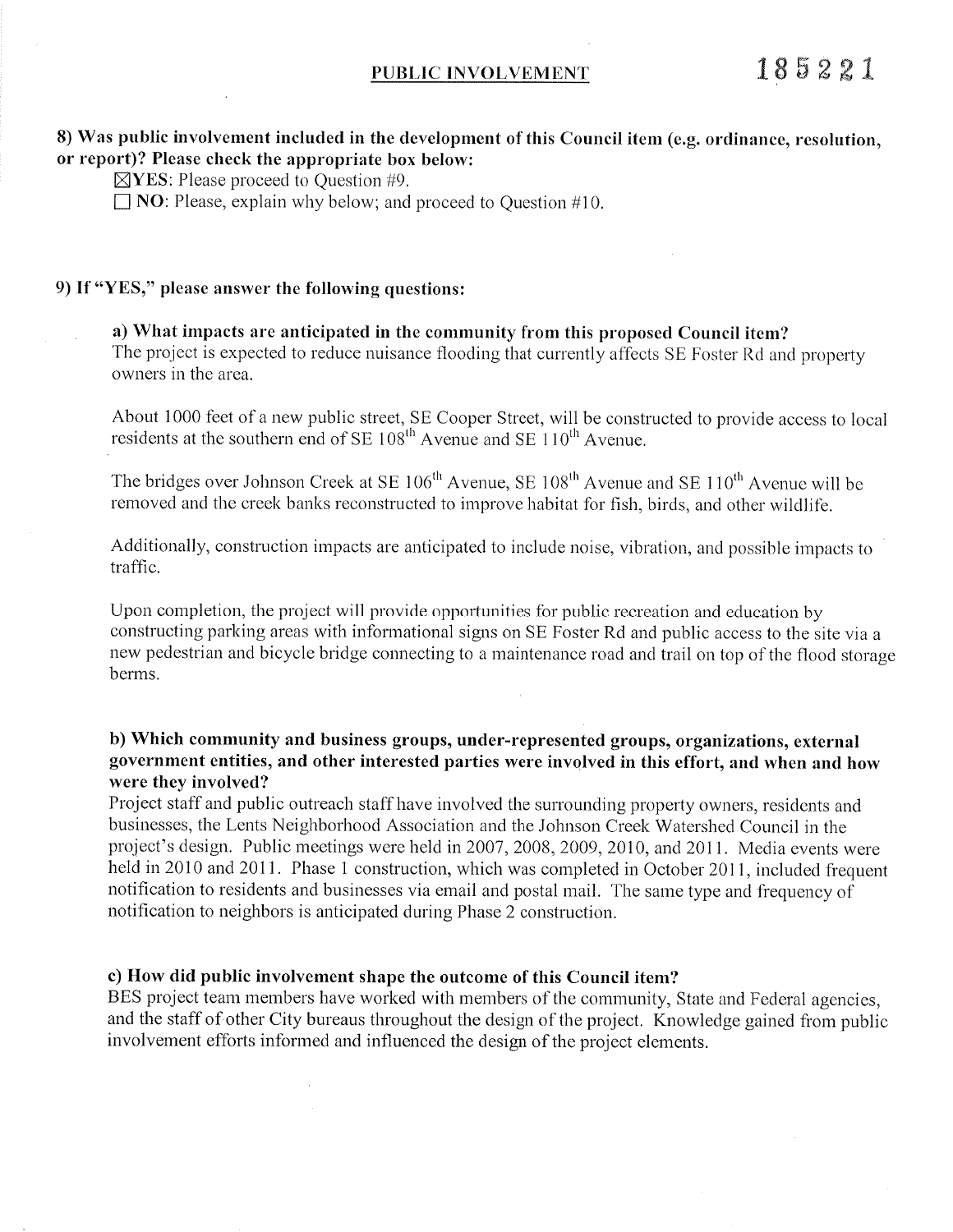## PUBLIC INVOLVEMENT

185221

**8) Was public involvement included in the development of this Council item (e.g. ordinance, resolution, or report)? Please check the appropriate box below:**

☒ **YES**: Please proceed to Question #9.

☐ **NO**: Please, explain why below; and proceed to Question #10.

**9) If "YES," please answer the following questions:**

**a) What impacts are anticipated in the community from this proposed Council item?**

The project is expected to reduce nuisance flooding that currently affects SE Foster Rd and property owners in the area.

About 1000 feet of a new public street, SE Cooper Street, will be constructed to provide access to local residents at the southern end of SE 108th Avenue and SE 110th Avenue.

The bridges over Johnson Creek at SE 106th Avenue, SE 108th Avenue and SE 110th Avenue will be removed and the creek banks reconstructed to improve habitat for fish, birds, and other wildlife.

Additionally, construction impacts are anticipated to include noise, vibration, and possible impacts to traffic.

Upon completion, the project will provide opportunities for public recreation and education by constructing parking areas with informational signs on SE Foster Rd and public access to the site via a new pedestrian and bicycle bridge connecting to a maintenance road and trail on top of the flood storage berms.

**b) Which community and business groups, under-represented groups, organizations, external government entities, and other interested parties were involved in this effort, and when and how were they involved?**

Project staff and public outreach staff have involved the surrounding property owners, residents and businesses, the Lents Neighborhood Association and the Johnson Creek Watershed Council in the project's design. Public meetings were held in 2007, 2008, 2009, 2010, and 2011. Media events were held in 2010 and 2011. Phase 1 construction, which was completed in October 2011, included frequent notification to residents and businesses via email and postal mail. The same type and frequency of notification to neighbors is anticipated during Phase 2 construction.

**c) How did public involvement shape the outcome of this Council item?**

BES project team members have worked with members of the community, State and Federal agencies, and the staff of other City bureaus throughout the design of the project. Knowledge gained from public involvement efforts informed and influenced the design of the project elements.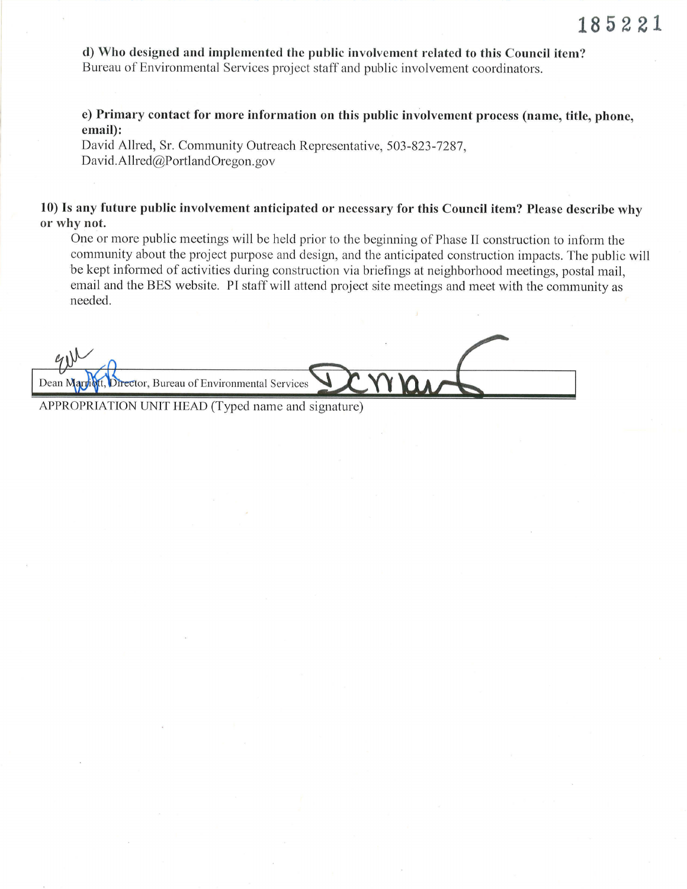185221

**d) Who designed and implemented the public involvement related to this Council item?**
Bureau of Environmental Services project staff and public involvement coordinators.

**e) Primary contact for more information on this public involvement process (name, title, phone, email):**
David Allred, Sr. Community Outreach Representative, 503-823-7287, David.Allred@PortlandOregon.gov

**10) Is any future public involvement anticipated or necessary for this Council item? Please describe why or why not.**

One or more public meetings will be held prior to the beginning of Phase II construction to inform the community about the project purpose and design, and the anticipated construction impacts. The public will be kept informed of activities during construction via briefings at neighborhood meetings, postal mail, email and the BES website. PI staff will attend project site meetings and meet with the community as needed.

Dean Marriott, Director, Bureau of Environmental Services

APPROPRIATION UNIT HEAD (Typed name and signature)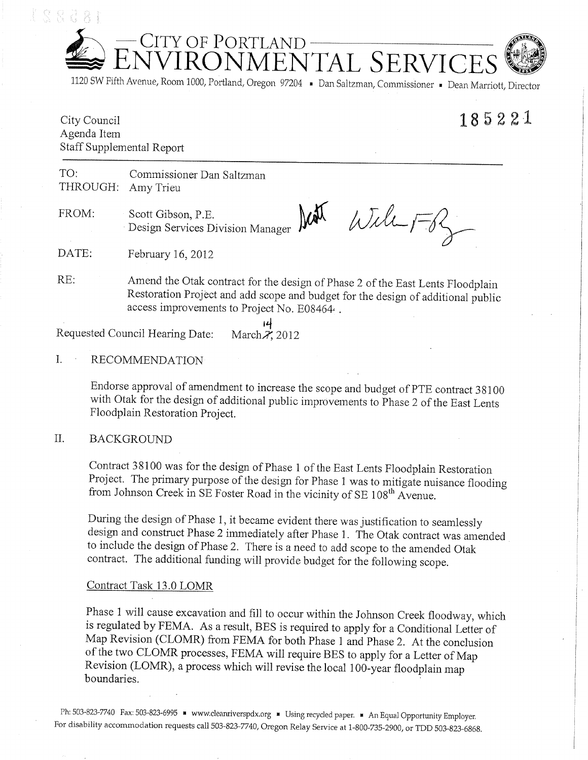# CITY OF PORTLAND ENVIRONMENTAL SERVICES

1120 SW Fifth Avenue, Room 1000, Portland, Oregon 97204 ▪ Dan Saltzman, Commissioner ▪ Dean Marriott, Director

City Council
Agenda Item
Staff Supplemental Report

185221

---

TO: Commissioner Dan Saltzman
THROUGH: Amy Trieu

FROM: Scott Gibson, P.E.
Design Services Division Manager

DATE: February 16, 2012

RE: Amend the Otak contract for the design of Phase 2 of the East Lents Floodplain Restoration Project and add scope and budget for the design of additional public access improvements to Project No. E08464.

Requested Council Hearing Date: March 14, 2012

## I. RECOMMENDATION

Endorse approval of amendment to increase the scope and budget of PTE contract 38100 with Otak for the design of additional public improvements to Phase 2 of the East Lents Floodplain Restoration Project.

## II. BACKGROUND

Contract 38100 was for the design of Phase 1 of the East Lents Floodplain Restoration Project. The primary purpose of the design for Phase 1 was to mitigate nuisance flooding from Johnson Creek in SE Foster Road in the vicinity of SE 108th Avenue.

During the design of Phase 1, it became evident there was justification to seamlessly design and construct Phase 2 immediately after Phase 1. The Otak contract was amended to include the design of Phase 2. There is a need to add scope to the amended Otak contract. The additional funding will provide budget for the following scope.

Contract Task 13.0 LOMR

Phase 1 will cause excavation and fill to occur within the Johnson Creek floodway, which is regulated by FEMA. As a result, BES is required to apply for a Conditional Letter of Map Revision (CLOMR) from FEMA for both Phase 1 and Phase 2. At the conclusion of the two CLOMR processes, FEMA will require BES to apply for a Letter of Map Revision (LOMR), a process which will revise the local 100-year floodplain map boundaries.

Ph: 503-823-7740 Fax: 503-823-6995 ▪ www.cleanriverspdx.org ▪ Using recycled paper. ▪ An Equal Opportunity Employer.
For disability accommodation requests call 503-823-7740, Oregon Relay Service at 1-800-735-2900, or TDD 503-823-6868.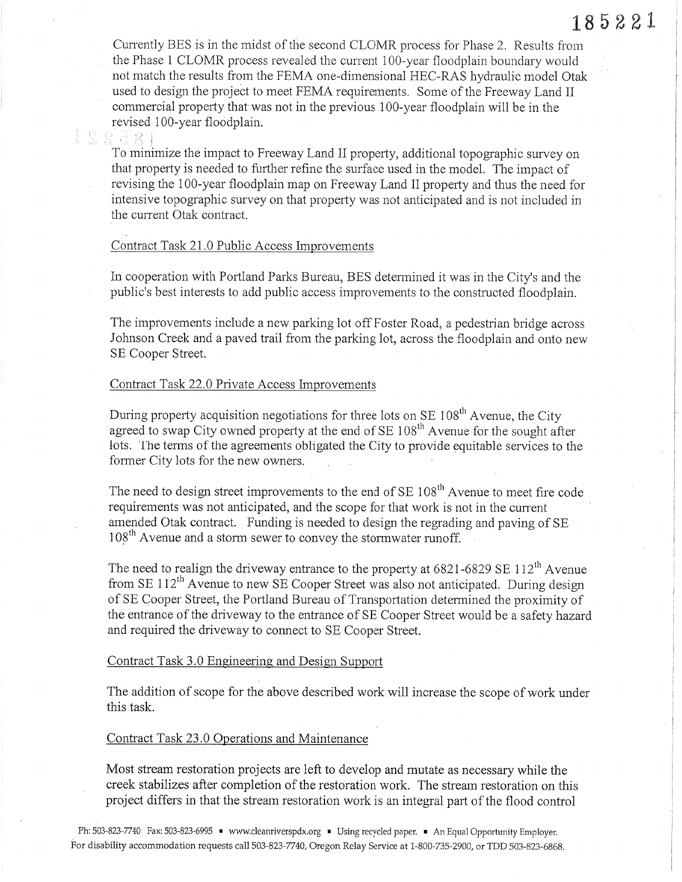Currently BES is in the midst of the second CLOMR process for Phase 2. Results from the Phase 1 CLOMR process revealed the current 100-year floodplain boundary would not match the results from the FEMA one-dimensional HEC-RAS hydraulic model Otak used to design the project to meet FEMA requirements. Some of the Freeway Land II commercial property that was not in the previous 100-year floodplain will be in the revised 100-year floodplain.

To minimize the impact to Freeway Land II property, additional topographic survey on that property is needed to further refine the surface used in the model. The impact of revising the 100-year floodplain map on Freeway Land II property and thus the need for intensive topographic survey on that property was not anticipated and is not included in the current Otak contract.

Contract Task 21.0 Public Access Improvements

In cooperation with Portland Parks Bureau, BES determined it was in the City's and the public's best interests to add public access improvements to the constructed floodplain.

The improvements include a new parking lot off Foster Road, a pedestrian bridge across Johnson Creek and a paved trail from the parking lot, across the floodplain and onto new SE Cooper Street.

Contract Task 22.0 Private Access Improvements

During property acquisition negotiations for three lots on SE 108th Avenue, the City agreed to swap City owned property at the end of SE 108th Avenue for the sought after lots. The terms of the agreements obligated the City to provide equitable services to the former City lots for the new owners.

The need to design street improvements to the end of SE 108th Avenue to meet fire code requirements was not anticipated, and the scope for that work is not in the current amended Otak contract. Funding is needed to design the regrading and paving of SE 108th Avenue and a storm sewer to convey the stormwater runoff.

The need to realign the driveway entrance to the property at 6821-6829 SE 112th Avenue from SE 112th Avenue to new SE Cooper Street was also not anticipated. During design of SE Cooper Street, the Portland Bureau of Transportation determined the proximity of the entrance of the driveway to the entrance of SE Cooper Street would be a safety hazard and required the driveway to connect to SE Cooper Street.

Contract Task 3.0 Engineering and Design Support

The addition of scope for the above described work will increase the scope of work under this task.

Contract Task 23.0 Operations and Maintenance

Most stream restoration projects are left to develop and mutate as necessary while the creek stabilizes after completion of the restoration work. The stream restoration on this project differs in that the stream restoration work is an integral part of the flood control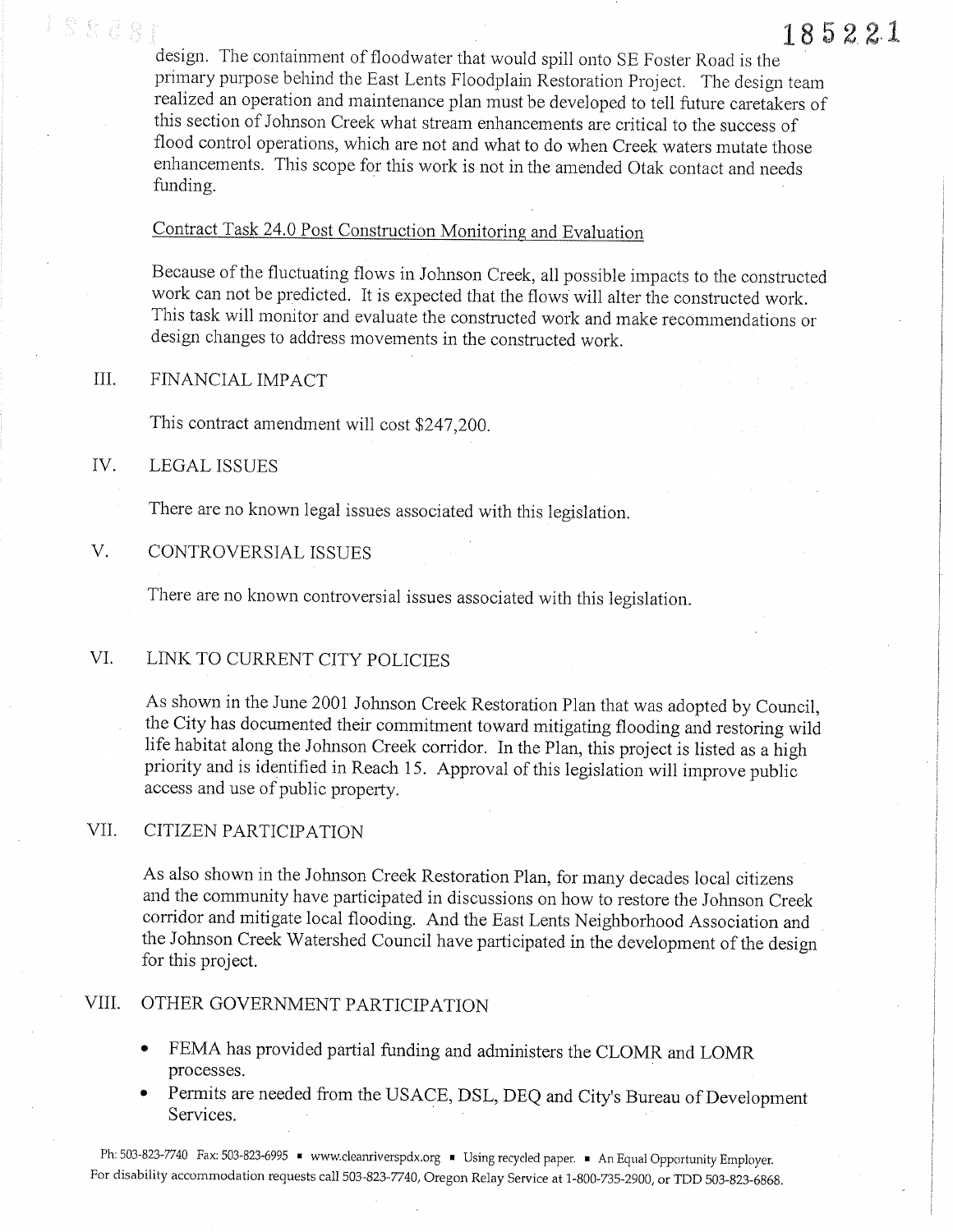design. The containment of floodwater that would spill onto SE Foster Road is the primary purpose behind the East Lents Floodplain Restoration Project. The design team realized an operation and maintenance plan must be developed to tell future caretakers of this section of Johnson Creek what stream enhancements are critical to the success of flood control operations, which are not and what to do when Creek waters mutate those enhancements. This scope for this work is not in the amended Otak contact and needs funding.

Contract Task 24.0 Post Construction Monitoring and Evaluation

Because of the fluctuating flows in Johnson Creek, all possible impacts to the constructed work can not be predicted. It is expected that the flows will alter the constructed work. This task will monitor and evaluate the constructed work and make recommendations or design changes to address movements in the constructed work.

## III. FINANCIAL IMPACT

This contract amendment will cost $247,200.

## IV. LEGAL ISSUES

There are no known legal issues associated with this legislation.

## V. CONTROVERSIAL ISSUES

There are no known controversial issues associated with this legislation.

## VI. LINK TO CURRENT CITY POLICIES

As shown in the June 2001 Johnson Creek Restoration Plan that was adopted by Council, the City has documented their commitment toward mitigating flooding and restoring wild life habitat along the Johnson Creek corridor. In the Plan, this project is listed as a high priority and is identified in Reach 15. Approval of this legislation will improve public access and use of public property.

## VII. CITIZEN PARTICIPATION

As also shown in the Johnson Creek Restoration Plan, for many decades local citizens and the community have participated in discussions on how to restore the Johnson Creek corridor and mitigate local flooding. And the East Lents Neighborhood Association and the Johnson Creek Watershed Council have participated in the development of the design for this project.

## VIII. OTHER GOVERNMENT PARTICIPATION

- FEMA has provided partial funding and administers the CLOMR and LOMR processes.
- Permits are needed from the USACE, DSL, DEQ and City's Bureau of Development Services.

Ph: 503-823-7740 Fax: 503-823-6995 ▪ www.cleanriverspdx.org ▪ Using recycled paper. ▪ An Equal Opportunity Employer.
For disability accommodation requests call 503-823-7740, Oregon Relay Service at 1-800-735-2900, or TDD 503-823-6868.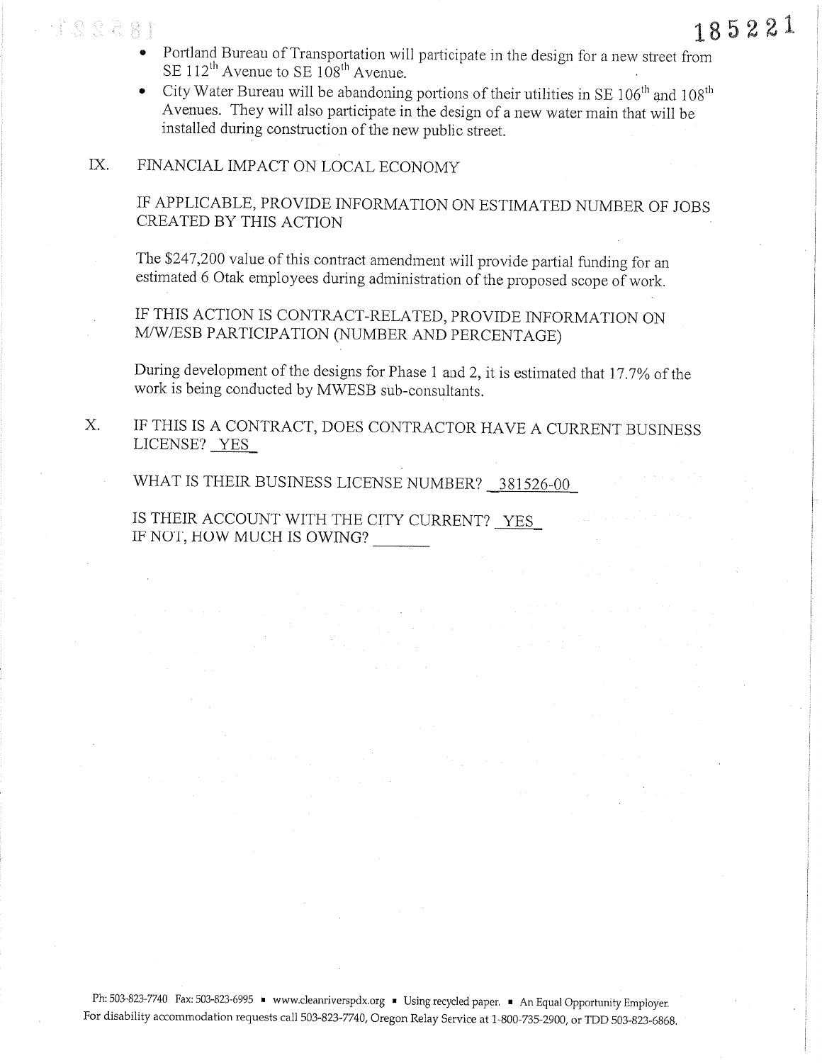- Portland Bureau of Transportation will participate in the design for a new street from SE 112th Avenue to SE 108th Avenue.
- City Water Bureau will be abandoning portions of their utilities in SE 106th and 108th Avenues. They will also participate in the design of a new water main that will be installed during construction of the new public street.

IX. FINANCIAL IMPACT ON LOCAL ECONOMY

IF APPLICABLE, PROVIDE INFORMATION ON ESTIMATED NUMBER OF JOBS CREATED BY THIS ACTION

The $247,200 value of this contract amendment will provide partial funding for an estimated 6 Otak employees during administration of the proposed scope of work.

IF THIS ACTION IS CONTRACT-RELATED, PROVIDE INFORMATION ON M/W/ESB PARTICIPATION (NUMBER AND PERCENTAGE)

During development of the designs for Phase 1 and 2, it is estimated that 17.7% of the work is being conducted by MWESB sub-consultants.

X. IF THIS IS A CONTRACT, DOES CONTRACTOR HAVE A CURRENT BUSINESS LICENSE? YES

WHAT IS THEIR BUSINESS LICENSE NUMBER? 381526-00

IS THEIR ACCOUNT WITH THE CITY CURRENT? YES
IF NOT, HOW MUCH IS OWING? _______

Ph: 503-823-7740 Fax: 503-823-6995 ▪ www.cleanriverspdx.org ▪ Using recycled paper. ▪ An Equal Opportunity Employer.
For disability accommodation requests call 503-823-7740, Oregon Relay Service at 1-800-735-2900, or TDD 503-823-6868.